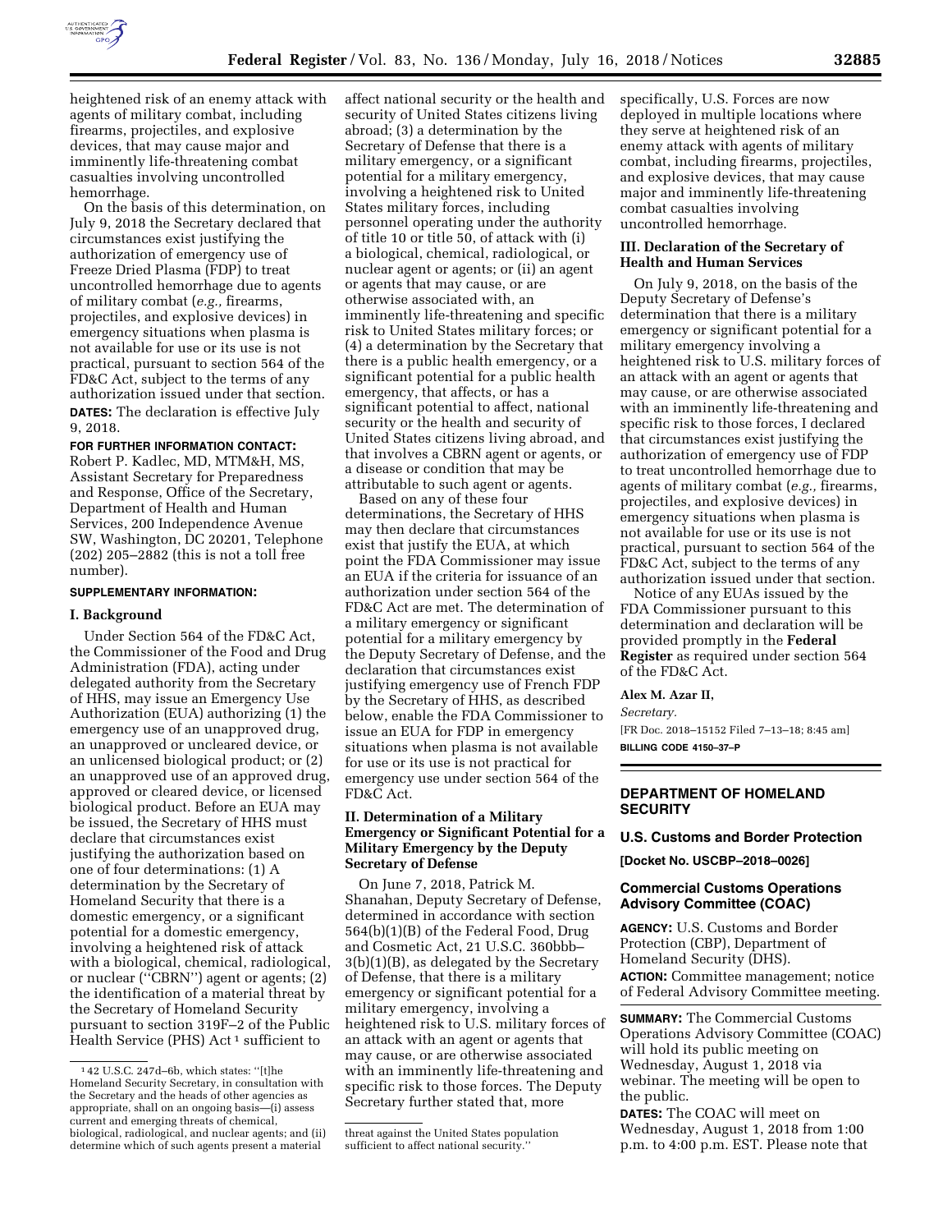heightened risk of an enemy attack with agents of military combat, including firearms, projectiles, and explosive devices, that may cause major and imminently life-threatening combat casualties involving uncontrolled hemorrhage.

On the basis of this determination, on July 9, 2018 the Secretary declared that circumstances exist justifying the authorization of emergency use of Freeze Dried Plasma (FDP) to treat uncontrolled hemorrhage due to agents of military combat (*e.g.,* firearms, projectiles, and explosive devices) in emergency situations when plasma is not available for use or its use is not practical, pursuant to section 564 of the FD&C Act, subject to the terms of any authorization issued under that section.

**DATES:** The declaration is effective July 9, 2018.

**FOR FURTHER INFORMATION CONTACT:** Robert P. Kadlec, MD, MTM&H, MS, Assistant Secretary for Preparedness and Response, Office of the Secretary, Department of Health and Human Services, 200 Independence Avenue SW, Washington, DC 20201, Telephone (202) 205–2882 (this is not a toll free number).

**SUPPLEMENTARY INFORMATION:**

## I. Background

Under Section 564 of the FD&C Act, the Commissioner of the Food and Drug Administration (FDA), acting under delegated authority from the Secretary of HHS, may issue an Emergency Use Authorization (EUA) authorizing (1) the emergency use of an unapproved drug, an unapproved or uncleared device, or an unlicensed biological product; or (2) an unapproved use of an approved drug, approved or cleared device, or licensed biological product. Before an EUA may be issued, the Secretary of HHS must declare that circumstances exist justifying the authorization based on one of four determinations: (1) A determination by the Secretary of Homeland Security that there is a domestic emergency, or a significant potential for a domestic emergency, involving a heightened risk of attack with a biological, chemical, radiological, or nuclear (''CBRN'') agent or agents; (2) the identification of a material threat by the Secretary of Homeland Security pursuant to section 319F–2 of the Public Health Service (PHS) Act [1] sufficient to affect national security or the health and security of United States citizens living abroad; (3) a determination by the Secretary of Defense that there is a military emergency, or a significant potential for a military emergency, involving a heightened risk to United States military forces, including personnel operating under the authority of title 10 or title 50, of attack with (i) a biological, chemical, radiological, or nuclear agent or agents; or (ii) an agent or agents that may cause, or are otherwise associated with, an imminently life-threatening and specific risk to United States military forces; or (4) a determination by the Secretary that there is a public health emergency, or a significant potential for a public health emergency, that affects, or has a significant potential to affect, national security or the health and security of United States citizens living abroad, and that involves a CBRN agent or agents, or a disease or condition that may be attributable to such agent or agents.

Based on any of these four determinations, the Secretary of HHS may then declare that circumstances exist that justify the EUA, at which point the FDA Commissioner may issue an EUA if the criteria for issuance of an authorization under section 564 of the FD&C Act are met. The determination of a military emergency or significant potential for a military emergency by the Deputy Secretary of Defense, and the declaration that circumstances exist justifying emergency use of French FDP by the Secretary of HHS, as described below, enable the FDA Commissioner to issue an EUA for FDP in emergency situations when plasma is not available for use or its use is not practical for emergency use under section 564 of the FD&C Act.

## II. Determination of a Military Emergency or Significant Potential for a Military Emergency by the Deputy Secretary of Defense

On June 7, 2018, Patrick M. Shanahan, Deputy Secretary of Defense, determined in accordance with section 564(b)(1)(B) of the Federal Food, Drug and Cosmetic Act, 21 U.S.C. 360bbb–3(b)(1)(B), as delegated by the Secretary of Defense, that there is a military emergency or significant potential for a military emergency, involving a heightened risk to U.S. military forces of an attack with an agent or agents that may cause, or are otherwise associated with an imminently life-threatening and specific risk to those forces. The Deputy Secretary further stated that, more specifically, U.S. Forces are now deployed in multiple locations where they serve at heightened risk of an enemy attack with agents of military combat, including firearms, projectiles, and explosive devices, that may cause major and imminently life-threatening combat casualties involving uncontrolled hemorrhage.

## III. Declaration of the Secretary of Health and Human Services

On July 9, 2018, on the basis of the Deputy Secretary of Defense's determination that there is a military emergency or significant potential for a military emergency involving a heightened risk to U.S. military forces of an attack with an agent or agents that may cause, or are otherwise associated with an imminently life-threatening and specific risk to those forces, I declared that circumstances exist justifying the authorization of emergency use of FDP to treat uncontrolled hemorrhage due to agents of military combat (*e.g.,* firearms, projectiles, and explosive devices) in emergency situations when plasma is not available for use or its use is not practical, pursuant to section 564 of the FD&C Act, subject to the terms of any authorization issued under that section.

Notice of any EUAs issued by the FDA Commissioner pursuant to this determination and declaration will be provided promptly in the **Federal Register** as required under section 564 of the FD&C Act.

**Alex M. Azar II,**

*Secretary.*

[FR Doc. 2018–15152 Filed 7–13–18; 8:45 am]

**BILLING CODE 4150–37–P**

---

[1] 42 U.S.C. 247d–6b, which states: ''[t]he Homeland Security Secretary, in consultation with the Secretary and the heads of other agencies as appropriate, shall on an ongoing basis—(i) assess current and emerging threats of chemical, biological, radiological, and nuclear agents; and (ii) determine which of such agents present a material threat against the United States population sufficient to affect national security.''

---

# DEPARTMENT OF HOMELAND SECURITY

## U.S. Customs and Border Protection

**[Docket No. USCBP–2018–0026]**

## Commercial Customs Operations Advisory Committee (COAC)

**AGENCY:** U.S. Customs and Border Protection (CBP), Department of Homeland Security (DHS).

**ACTION:** Committee management; notice of Federal Advisory Committee meeting.

**SUMMARY:** The Commercial Customs Operations Advisory Committee (COAC) will hold its public meeting on Wednesday, August 1, 2018 via webinar. The meeting will be open to the public.

**DATES:** The COAC will meet on Wednesday, August 1, 2018 from 1:00 p.m. to 4:00 p.m. EST. Please note that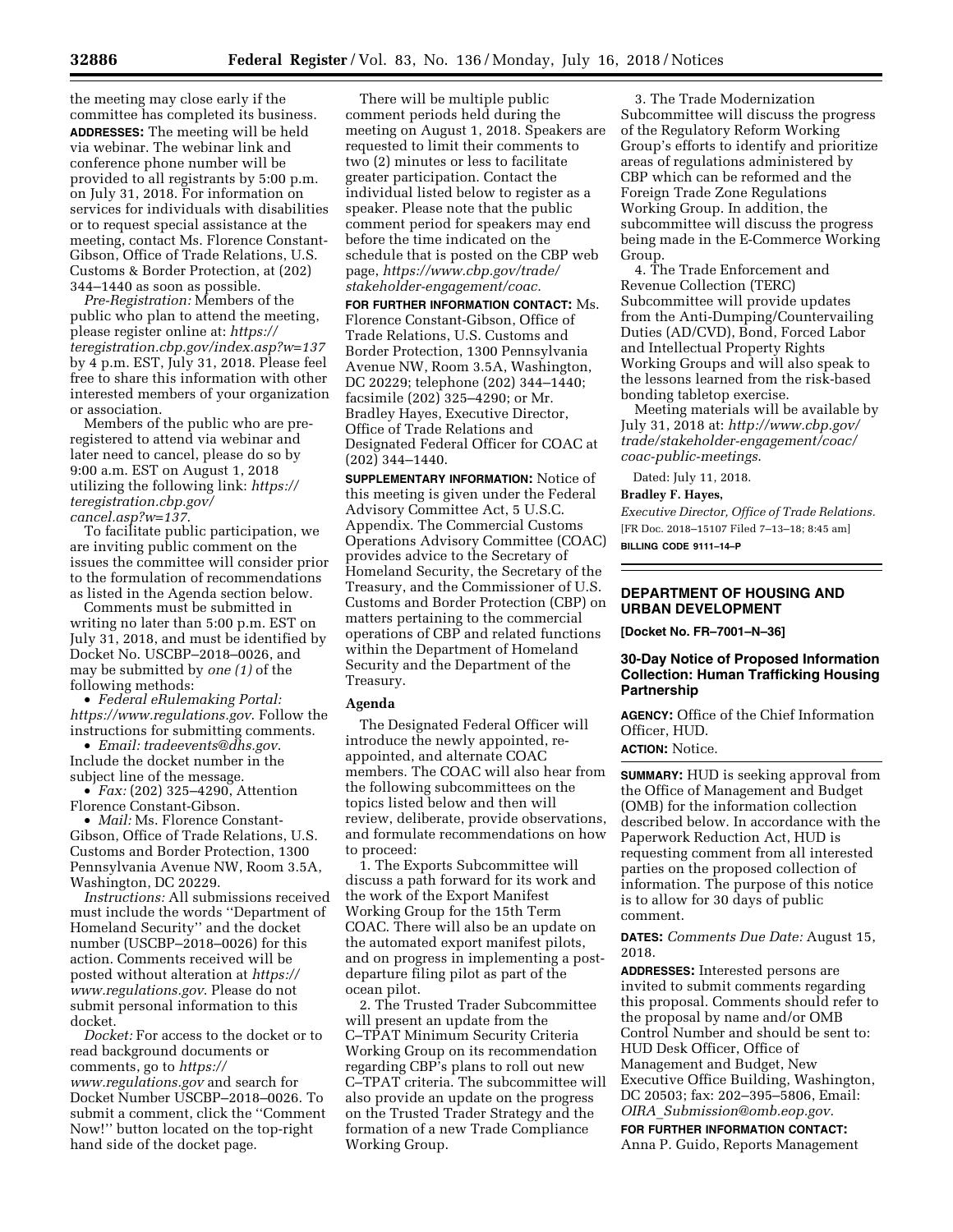the meeting may close early if the committee has completed its business.

**ADDRESSES:** The meeting will be held via webinar. The webinar link and conference phone number will be provided to all registrants by 5:00 p.m. on July 31, 2018. For information on services for individuals with disabilities or to request special assistance at the meeting, contact Ms. Florence Constant-Gibson, Office of Trade Relations, U.S. Customs & Border Protection, at (202) 344–1440 as soon as possible.

*Pre-Registration:* Members of the public who plan to attend the meeting, please register online at: *https://teregistration.cbp.gov/index.asp?w=137* by 4 p.m. EST, July 31, 2018. Please feel free to share this information with other interested members of your organization or association.

Members of the public who are pre-registered to attend via webinar and later need to cancel, please do so by 9:00 a.m. EST on August 1, 2018 utilizing the following link: *https://teregistration.cbp.gov/cancel.asp?w=137.*

To facilitate public participation, we are inviting public comment on the issues the committee will consider prior to the formulation of recommendations as listed in the Agenda section below.

Comments must be submitted in writing no later than 5:00 p.m. EST on July 31, 2018, and must be identified by Docket No. USCBP–2018–0026, and may be submitted by *one (1)* of the following methods:

- *Federal eRulemaking Portal: https://www.regulations.gov.* Follow the instructions for submitting comments.
- *Email: tradeevents@dhs.gov.* Include the docket number in the subject line of the message.
- *Fax:* (202) 325–4290, Attention Florence Constant-Gibson.
- *Mail:* Ms. Florence Constant-Gibson, Office of Trade Relations, U.S. Customs and Border Protection, 1300 Pennsylvania Avenue NW, Room 3.5A, Washington, DC 20229.

*Instructions:* All submissions received must include the words ''Department of Homeland Security'' and the docket number (USCBP–2018–0026) for this action. Comments received will be posted without alteration at *https://www.regulations.gov.* Please do not submit personal information to this docket.

*Docket:* For access to the docket or to read background documents or comments, go to *https://www.regulations.gov* and search for Docket Number USCBP–2018–0026. To submit a comment, click the ''Comment Now!'' button located on the top-right hand side of the docket page.

There will be multiple public comment periods held during the meeting on August 1, 2018. Speakers are requested to limit their comments to two (2) minutes or less to facilitate greater participation. Contact the individual listed below to register as a speaker. Please note that the public comment period for speakers may end before the time indicated on the schedule that is posted on the CBP web page, *https://www.cbp.gov/trade/stakeholder-engagement/coac.*

**FOR FURTHER INFORMATION CONTACT:** Ms. Florence Constant-Gibson, Office of Trade Relations, U.S. Customs and Border Protection, 1300 Pennsylvania Avenue NW, Room 3.5A, Washington, DC 20229; telephone (202) 344–1440; facsimile (202) 325–4290; or Mr. Bradley Hayes, Executive Director, Office of Trade Relations and Designated Federal Officer for COAC at (202) 344–1440.

**SUPPLEMENTARY INFORMATION:** Notice of this meeting is given under the Federal Advisory Committee Act, 5 U.S.C. Appendix. The Commercial Customs Operations Advisory Committee (COAC) provides advice to the Secretary of Homeland Security, the Secretary of the Treasury, and the Commissioner of U.S. Customs and Border Protection (CBP) on matters pertaining to the commercial operations of CBP and related functions within the Department of Homeland Security and the Department of the Treasury.

## Agenda

The Designated Federal Officer will introduce the newly appointed, re-appointed, and alternate COAC members. The COAC will also hear from the following subcommittees on the topics listed below and then will review, deliberate, provide observations, and formulate recommendations on how to proceed:

1. The Exports Subcommittee will discuss a path forward for its work and the work of the Export Manifest Working Group for the 15th Term COAC. There will also be an update on the automated export manifest pilots, and on progress in implementing a post-departure filing pilot as part of the ocean pilot.

2. The Trusted Trader Subcommittee will present an update from the C–TPAT Minimum Security Criteria Working Group on its recommendation regarding CBP's plans to roll out new C–TPAT criteria. The subcommittee will also provide an update on the progress on the Trusted Trader Strategy and the formation of a new Trade Compliance Working Group.

3. The Trade Modernization Subcommittee will discuss the progress of the Regulatory Reform Working Group's efforts to identify and prioritize areas of regulations administered by CBP which can be reformed and the Foreign Trade Zone Regulations Working Group. In addition, the subcommittee will discuss the progress being made in the E-Commerce Working Group.

4. The Trade Enforcement and Revenue Collection (TERC) Subcommittee will provide updates from the Anti-Dumping/Countervailing Duties (AD/CVD), Bond, Forced Labor and Intellectual Property Rights Working Groups and will also speak to the lessons learned from the risk-based bonding tabletop exercise.

Meeting materials will be available by July 31, 2018 at: *http://www.cbp.gov/trade/stakeholder-engagement/coac/coac-public-meetings.*

Dated: July 11, 2018.

**Bradley F. Hayes,**

*Executive Director, Office of Trade Relations.*

[FR Doc. 2018–15107 Filed 7–13–18; 8:45 am]

**BILLING CODE 9111–14–P**

## DEPARTMENT OF HOUSING AND URBAN DEVELOPMENT

**[Docket No. FR–7001–N–36]**

### 30-Day Notice of Proposed Information Collection: Human Trafficking Housing Partnership

**AGENCY:** Office of the Chief Information Officer, HUD.

**ACTION:** Notice.

**SUMMARY:** HUD is seeking approval from the Office of Management and Budget (OMB) for the information collection described below. In accordance with the Paperwork Reduction Act, HUD is requesting comment from all interested parties on the proposed collection of information. The purpose of this notice is to allow for 30 days of public comment.

**DATES:** *Comments Due Date:* August 15, 2018.

**ADDRESSES:** Interested persons are invited to submit comments regarding this proposal. Comments should refer to the proposal by name and/or OMB Control Number and should be sent to: HUD Desk Officer, Office of Management and Budget, New Executive Office Building, Washington, DC 20503; fax: 202–395–5806, Email: *OIRA_Submission@omb.eop.gov.*

**FOR FURTHER INFORMATION CONTACT:** Anna P. Guido, Reports Management